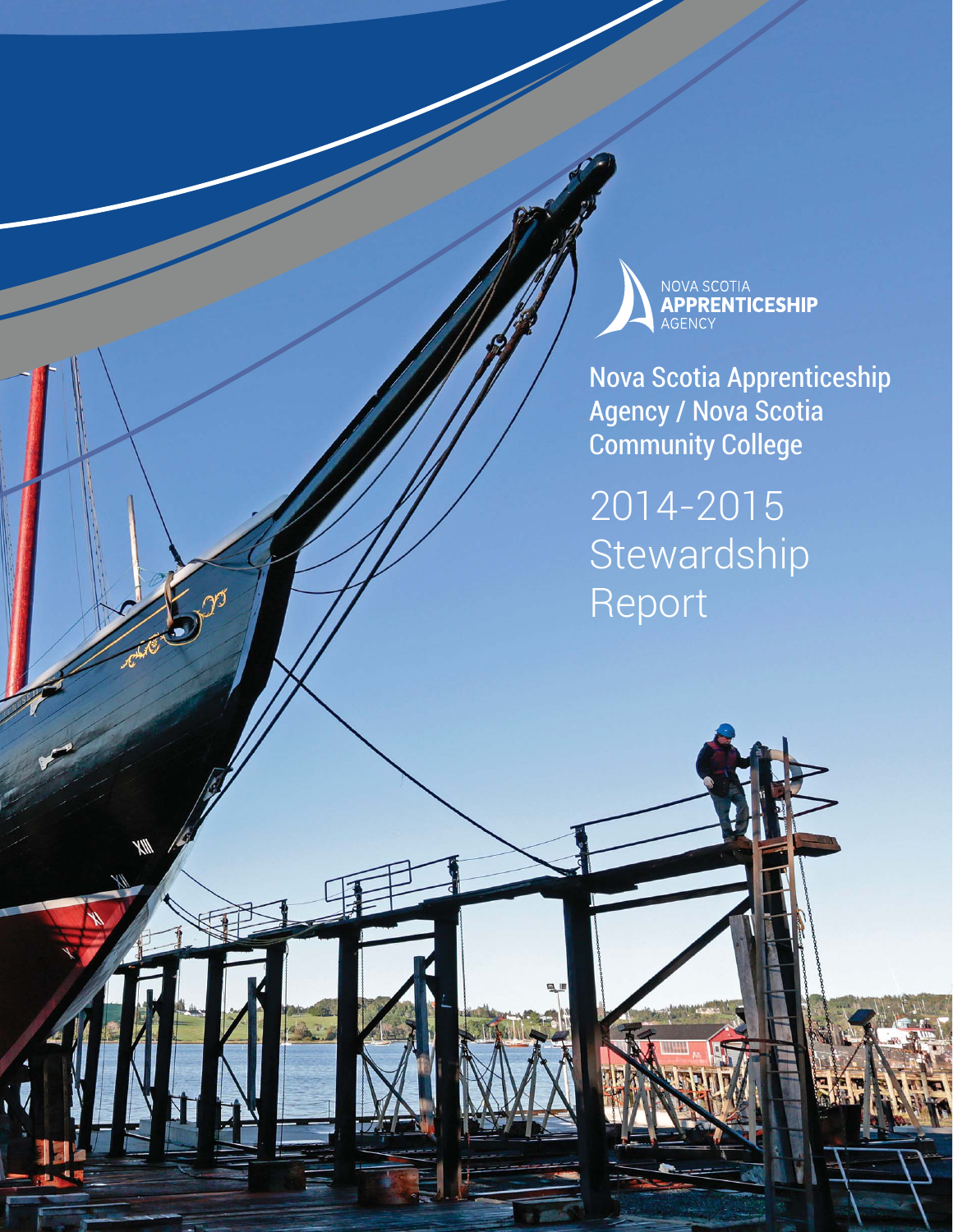NOVA SCOTIA
**APPRENTICESHIP**
AGENCY

# Nova Scotia Apprenticeship Agency / Nova Scotia Community College

# 2014-2015 Stewardship Report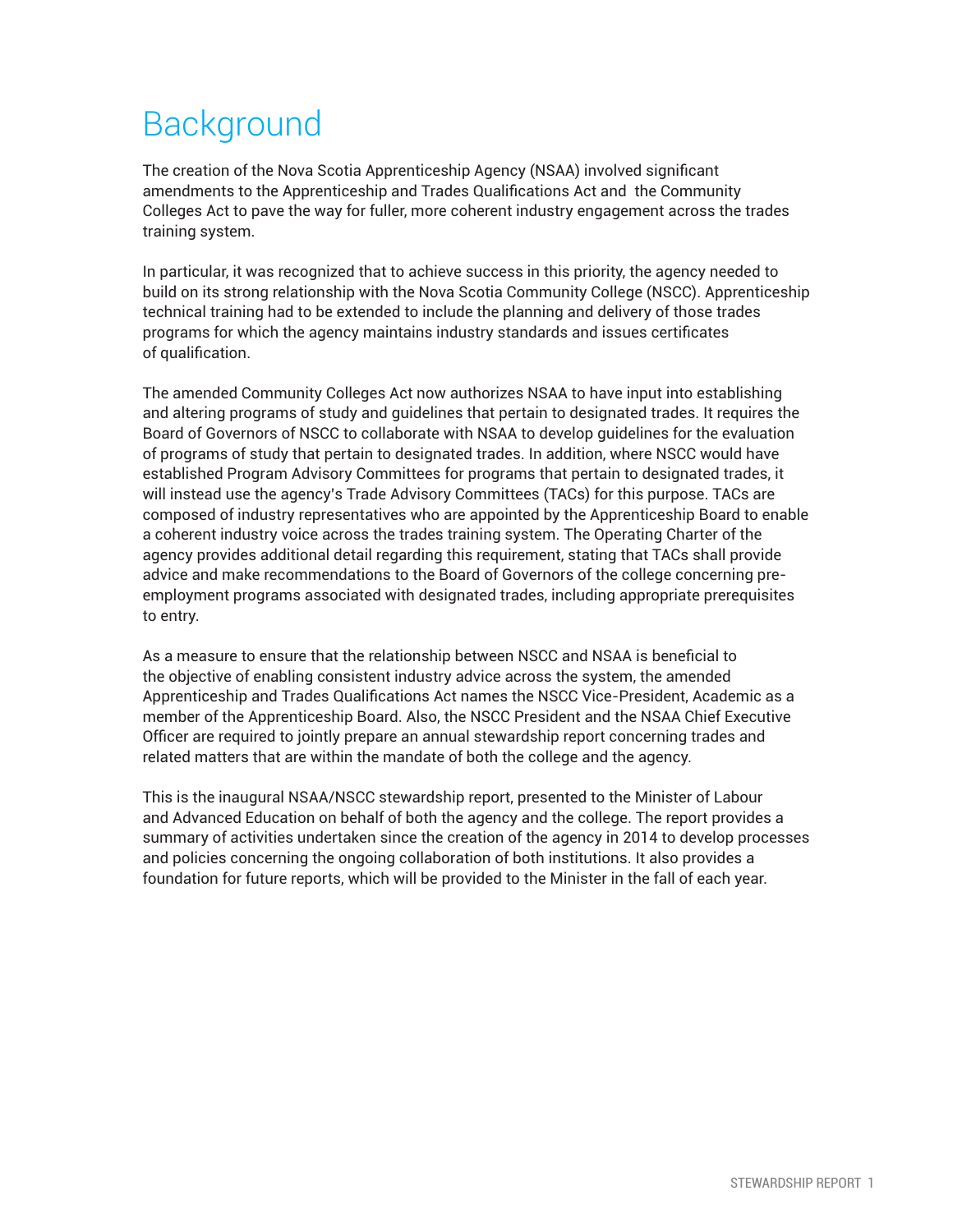# Background

The creation of the Nova Scotia Apprenticeship Agency (NSAA) involved significant amendments to the Apprenticeship and Trades Qualifications Act and the Community Colleges Act to pave the way for fuller, more coherent industry engagement across the trades training system.

In particular, it was recognized that to achieve success in this priority, the agency needed to build on its strong relationship with the Nova Scotia Community College (NSCC). Apprenticeship technical training had to be extended to include the planning and delivery of those trades programs for which the agency maintains industry standards and issues certificates of qualification.

The amended Community Colleges Act now authorizes NSAA to have input into establishing and altering programs of study and guidelines that pertain to designated trades. It requires the Board of Governors of NSCC to collaborate with NSAA to develop guidelines for the evaluation of programs of study that pertain to designated trades. In addition, where NSCC would have established Program Advisory Committees for programs that pertain to designated trades, it will instead use the agency's Trade Advisory Committees (TACs) for this purpose. TACs are composed of industry representatives who are appointed by the Apprenticeship Board to enable a coherent industry voice across the trades training system. The Operating Charter of the agency provides additional detail regarding this requirement, stating that TACs shall provide advice and make recommendations to the Board of Governors of the college concerning pre-employment programs associated with designated trades, including appropriate prerequisites to entry.

As a measure to ensure that the relationship between NSCC and NSAA is beneficial to the objective of enabling consistent industry advice across the system, the amended Apprenticeship and Trades Qualifications Act names the NSCC Vice-President, Academic as a member of the Apprenticeship Board. Also, the NSCC President and the NSAA Chief Executive Officer are required to jointly prepare an annual stewardship report concerning trades and related matters that are within the mandate of both the college and the agency.

This is the inaugural NSAA/NSCC stewardship report, presented to the Minister of Labour and Advanced Education on behalf of both the agency and the college. The report provides a summary of activities undertaken since the creation of the agency in 2014 to develop processes and policies concerning the ongoing collaboration of both institutions. It also provides a foundation for future reports, which will be provided to the Minister in the fall of each year.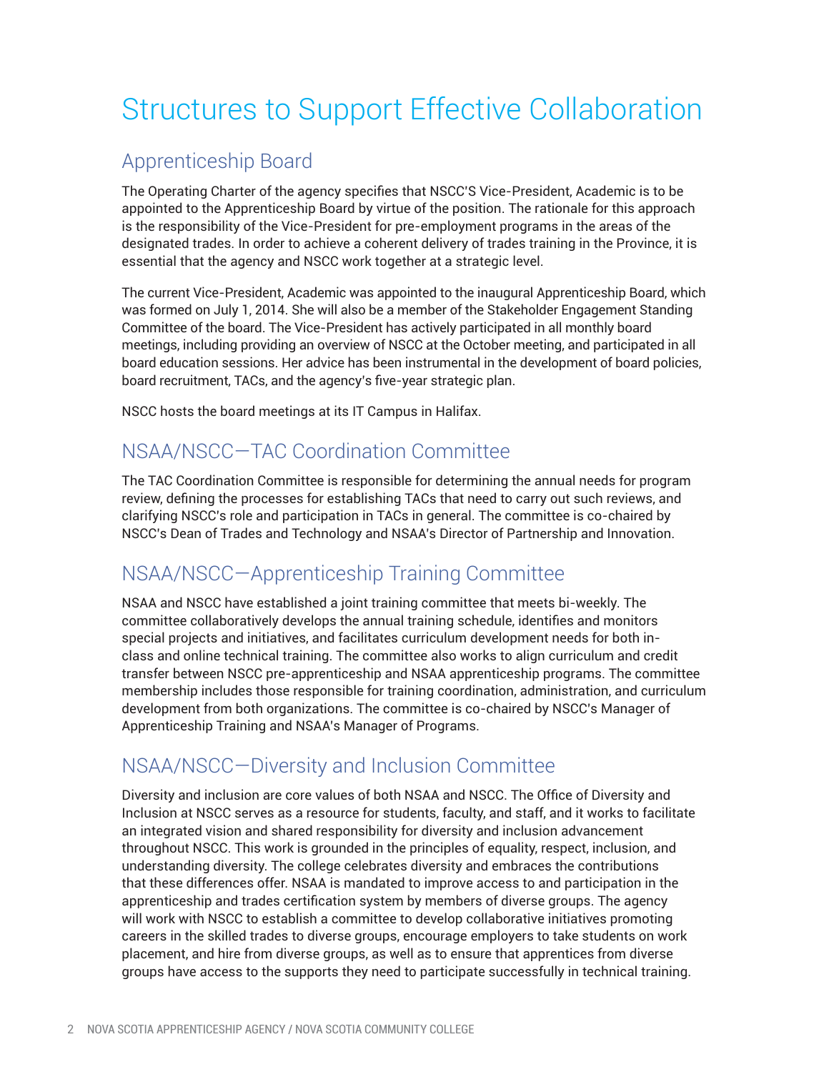# Structures to Support Effective Collaboration

## Apprenticeship Board

The Operating Charter of the agency specifies that NSCC'S Vice-President, Academic is to be appointed to the Apprenticeship Board by virtue of the position. The rationale for this approach is the responsibility of the Vice-President for pre-employment programs in the areas of the designated trades. In order to achieve a coherent delivery of trades training in the Province, it is essential that the agency and NSCC work together at a strategic level.

The current Vice-President, Academic was appointed to the inaugural Apprenticeship Board, which was formed on July 1, 2014. She will also be a member of the Stakeholder Engagement Standing Committee of the board. The Vice-President has actively participated in all monthly board meetings, including providing an overview of NSCC at the October meeting, and participated in all board education sessions. Her advice has been instrumental in the development of board policies, board recruitment, TACs, and the agency's five-year strategic plan.

NSCC hosts the board meetings at its IT Campus in Halifax.

## NSAA/NSCC—TAC Coordination Committee

The TAC Coordination Committee is responsible for determining the annual needs for program review, defining the processes for establishing TACs that need to carry out such reviews, and clarifying NSCC's role and participation in TACs in general. The committee is co-chaired by NSCC's Dean of Trades and Technology and NSAA's Director of Partnership and Innovation.

## NSAA/NSCC—Apprenticeship Training Committee

NSAA and NSCC have established a joint training committee that meets bi-weekly. The committee collaboratively develops the annual training schedule, identifies and monitors special projects and initiatives, and facilitates curriculum development needs for both in-class and online technical training. The committee also works to align curriculum and credit transfer between NSCC pre-apprenticeship and NSAA apprenticeship programs. The committee membership includes those responsible for training coordination, administration, and curriculum development from both organizations. The committee is co-chaired by NSCC's Manager of Apprenticeship Training and NSAA's Manager of Programs.

## NSAA/NSCC—Diversity and Inclusion Committee

Diversity and inclusion are core values of both NSAA and NSCC. The Office of Diversity and Inclusion at NSCC serves as a resource for students, faculty, and staff, and it works to facilitate an integrated vision and shared responsibility for diversity and inclusion advancement throughout NSCC. This work is grounded in the principles of equality, respect, inclusion, and understanding diversity. The college celebrates diversity and embraces the contributions that these differences offer. NSAA is mandated to improve access to and participation in the apprenticeship and trades certification system by members of diverse groups. The agency will work with NSCC to establish a committee to develop collaborative initiatives promoting careers in the skilled trades to diverse groups, encourage employers to take students on work placement, and hire from diverse groups, as well as to ensure that apprentices from diverse groups have access to the supports they need to participate successfully in technical training.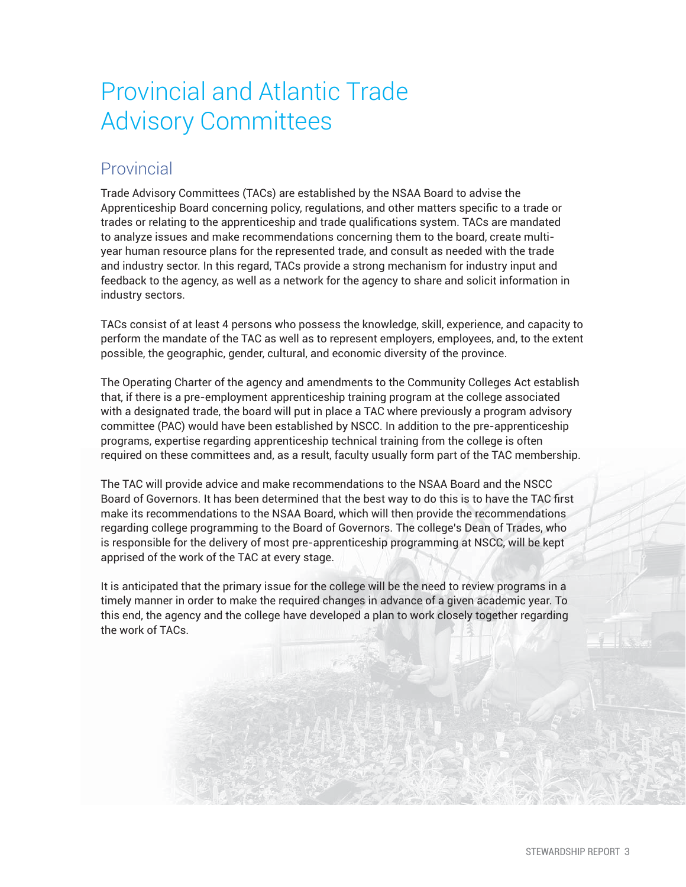# Provincial and Atlantic Trade Advisory Committees

## Provincial

Trade Advisory Committees (TACs) are established by the NSAA Board to advise the Apprenticeship Board concerning policy, regulations, and other matters specific to a trade or trades or relating to the apprenticeship and trade qualifications system. TACs are mandated to analyze issues and make recommendations concerning them to the board, create multi-year human resource plans for the represented trade, and consult as needed with the trade and industry sector. In this regard, TACs provide a strong mechanism for industry input and feedback to the agency, as well as a network for the agency to share and solicit information in industry sectors.

TACs consist of at least 4 persons who possess the knowledge, skill, experience, and capacity to perform the mandate of the TAC as well as to represent employers, employees, and, to the extent possible, the geographic, gender, cultural, and economic diversity of the province.

The Operating Charter of the agency and amendments to the Community Colleges Act establish that, if there is a pre-employment apprenticeship training program at the college associated with a designated trade, the board will put in place a TAC where previously a program advisory committee (PAC) would have been established by NSCC. In addition to the pre-apprenticeship programs, expertise regarding apprenticeship technical training from the college is often required on these committees and, as a result, faculty usually form part of the TAC membership.

The TAC will provide advice and make recommendations to the NSAA Board and the NSCC Board of Governors. It has been determined that the best way to do this is to have the TAC first make its recommendations to the NSAA Board, which will then provide the recommendations regarding college programming to the Board of Governors. The college's Dean of Trades, who is responsible for the delivery of most pre-apprenticeship programming at NSCC, will be kept apprised of the work of the TAC at every stage.

It is anticipated that the primary issue for the college will be the need to review programs in a timely manner in order to make the required changes in advance of a given academic year. To this end, the agency and the college have developed a plan to work closely together regarding the work of TACs.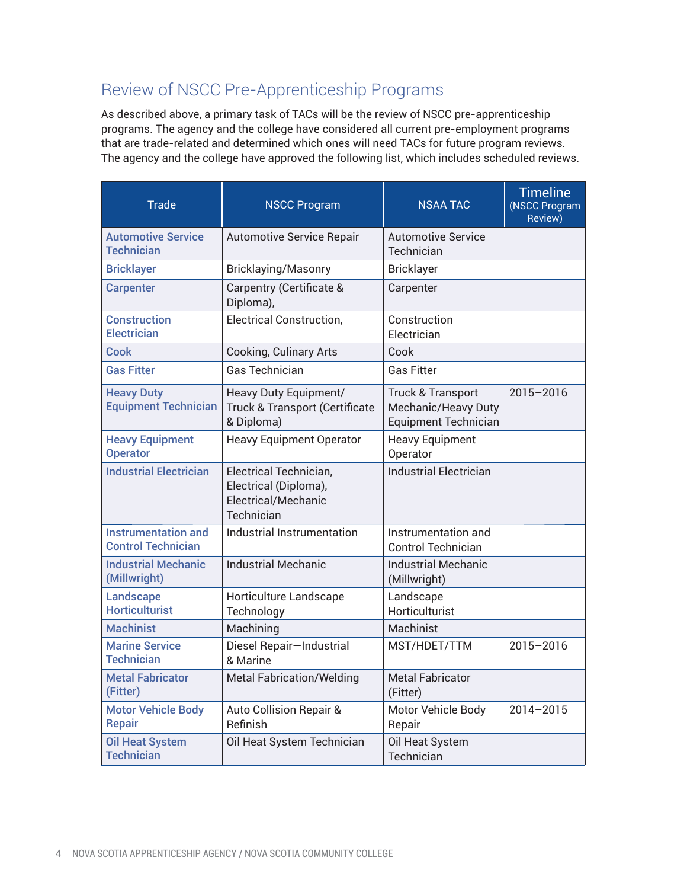## Review of NSCC Pre-Apprenticeship Programs

As described above, a primary task of TACs will be the review of NSCC pre-apprenticeship programs. The agency and the college have considered all current pre-employment programs that are trade-related and determined which ones will need TACs for future program reviews. The agency and the college have approved the following list, which includes scheduled reviews.

| Trade | NSCC Program | NSAA TAC | Timeline (NSCC Program Review) |
|---|---|---|---|
| Automotive Service Technician | Automotive Service Repair | Automotive Service Technician | |
| Bricklayer | Bricklaying/Masonry | Bricklayer | |
| Carpenter | Carpentry (Certificate & Diploma), | Carpenter | |
| Construction Electrician | Electrical Construction, | Construction Electrician | |
| Cook | Cooking, Culinary Arts | Cook | |
| Gas Fitter | Gas Technician | Gas Fitter | |
| Heavy Duty Equipment Technician | Heavy Duty Equipment/ Truck & Transport (Certificate & Diploma) | Truck & Transport Mechanic/Heavy Duty Equipment Technician | 2015–2016 |
| Heavy Equipment Operator | Heavy Equipment Operator | Heavy Equipment Operator | |
| Industrial Electrician | Electrical Technician, Electrical (Diploma), Electrical/Mechanic Technician | Industrial Electrician | |
| Instrumentation and Control Technician | Industrial Instrumentation | Instrumentation and Control Technician | |
| Industrial Mechanic (Millwright) | Industrial Mechanic | Industrial Mechanic (Millwright) | |
| Landscape Horticulturist | Horticulture Landscape Technology | Landscape Horticulturist | |
| Machinist | Machining | Machinist | |
| Marine Service Technician | Diesel Repair—Industrial & Marine | MST/HDET/TTM | 2015–2016 |
| Metal Fabricator (Fitter) | Metal Fabrication/Welding | Metal Fabricator (Fitter) | |
| Motor Vehicle Body Repair | Auto Collision Repair & Refinish | Motor Vehicle Body Repair | 2014–2015 |
| Oil Heat System Technician | Oil Heat System Technician | Oil Heat System Technician | |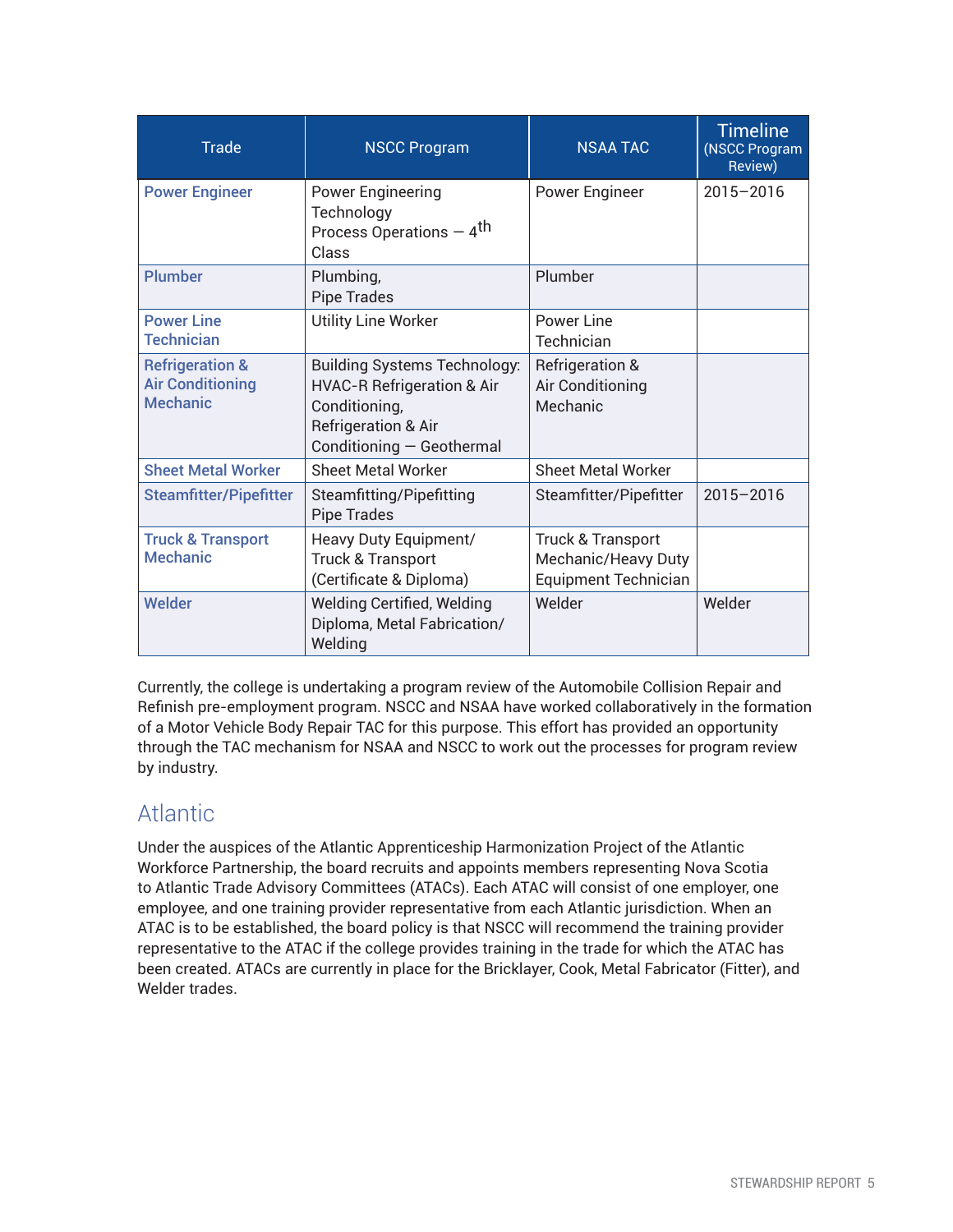| Trade | NSCC Program | NSAA TAC | Timeline (NSCC Program Review) |
|---|---|---|---|
| Power Engineer | Power Engineering Technology Process Operations — 4th Class | Power Engineer | 2015–2016 |
| Plumber | Plumbing, Pipe Trades | Plumber | |
| Power Line Technician | Utility Line Worker | Power Line Technician | |
| Refrigeration & Air Conditioning Mechanic | Building Systems Technology: HVAC-R Refrigeration & Air Conditioning, Refrigeration & Air Conditioning — Geothermal | Refrigeration & Air Conditioning Mechanic | |
| Sheet Metal Worker | Sheet Metal Worker | Sheet Metal Worker | |
| Steamfitter/Pipefitter | Steamfitting/Pipefitting Pipe Trades | Steamfitter/Pipefitter | 2015–2016 |
| Truck & Transport Mechanic | Heavy Duty Equipment/ Truck & Transport (Certificate & Diploma) | Truck & Transport Mechanic/Heavy Duty Equipment Technician | |
| Welder | Welding Certified, Welding Diploma, Metal Fabrication/ Welding | Welder | Welder |

Currently, the college is undertaking a program review of the Automobile Collision Repair and Refinish pre-employment program. NSCC and NSAA have worked collaboratively in the formation of a Motor Vehicle Body Repair TAC for this purpose. This effort has provided an opportunity through the TAC mechanism for NSAA and NSCC to work out the processes for program review by industry.

## Atlantic

Under the auspices of the Atlantic Apprenticeship Harmonization Project of the Atlantic Workforce Partnership, the board recruits and appoints members representing Nova Scotia to Atlantic Trade Advisory Committees (ATACs). Each ATAC will consist of one employer, one employee, and one training provider representative from each Atlantic jurisdiction. When an ATAC is to be established, the board policy is that NSCC will recommend the training provider representative to the ATAC if the college provides training in the trade for which the ATAC has been created. ATACs are currently in place for the Bricklayer, Cook, Metal Fabricator (Fitter), and Welder trades.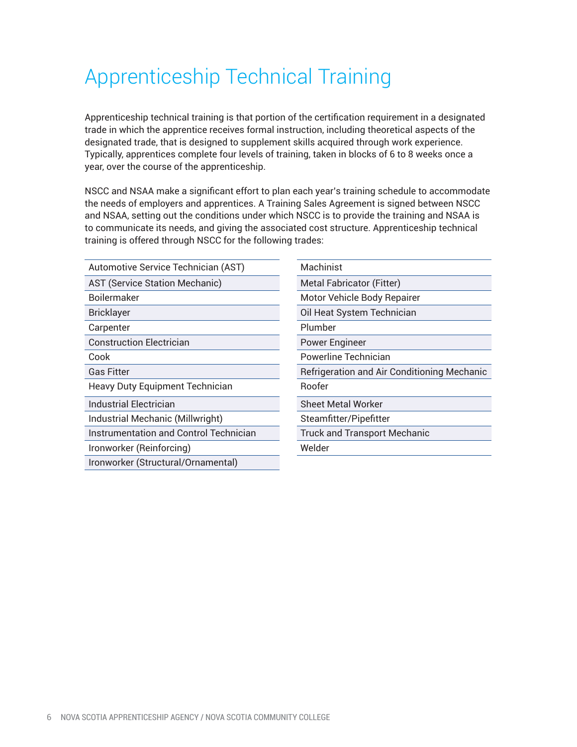# Apprenticeship Technical Training

Apprenticeship technical training is that portion of the certification requirement in a designated trade in which the apprentice receives formal instruction, including theoretical aspects of the designated trade, that is designed to supplement skills acquired through work experience. Typically, apprentices complete four levels of training, taken in blocks of 6 to 8 weeks once a year, over the course of the apprenticeship.

NSCC and NSAA make a significant effort to plan each year's training schedule to accommodate the needs of employers and apprentices. A Training Sales Agreement is signed between NSCC and NSAA, setting out the conditions under which NSCC is to provide the training and NSAA is to communicate its needs, and giving the associated cost structure. Apprenticeship technical training is offered through NSCC for the following trades:

- Automotive Service Technician (AST)
- AST (Service Station Mechanic)
- Boilermaker
- Bricklayer
- Carpenter
- Construction Electrician
- Cook
- Gas Fitter
- Heavy Duty Equipment Technician
- Industrial Electrician
- Industrial Mechanic (Millwright)
- Instrumentation and Control Technician
- Ironworker (Reinforcing)
- Ironworker (Structural/Ornamental)
- Machinist
- Metal Fabricator (Fitter)
- Motor Vehicle Body Repairer
- Oil Heat System Technician
- Plumber
- Power Engineer
- Powerline Technician
- Refrigeration and Air Conditioning Mechanic
- Roofer
- Sheet Metal Worker
- Steamfitter/Pipefitter
- Truck and Transport Mechanic
- Welder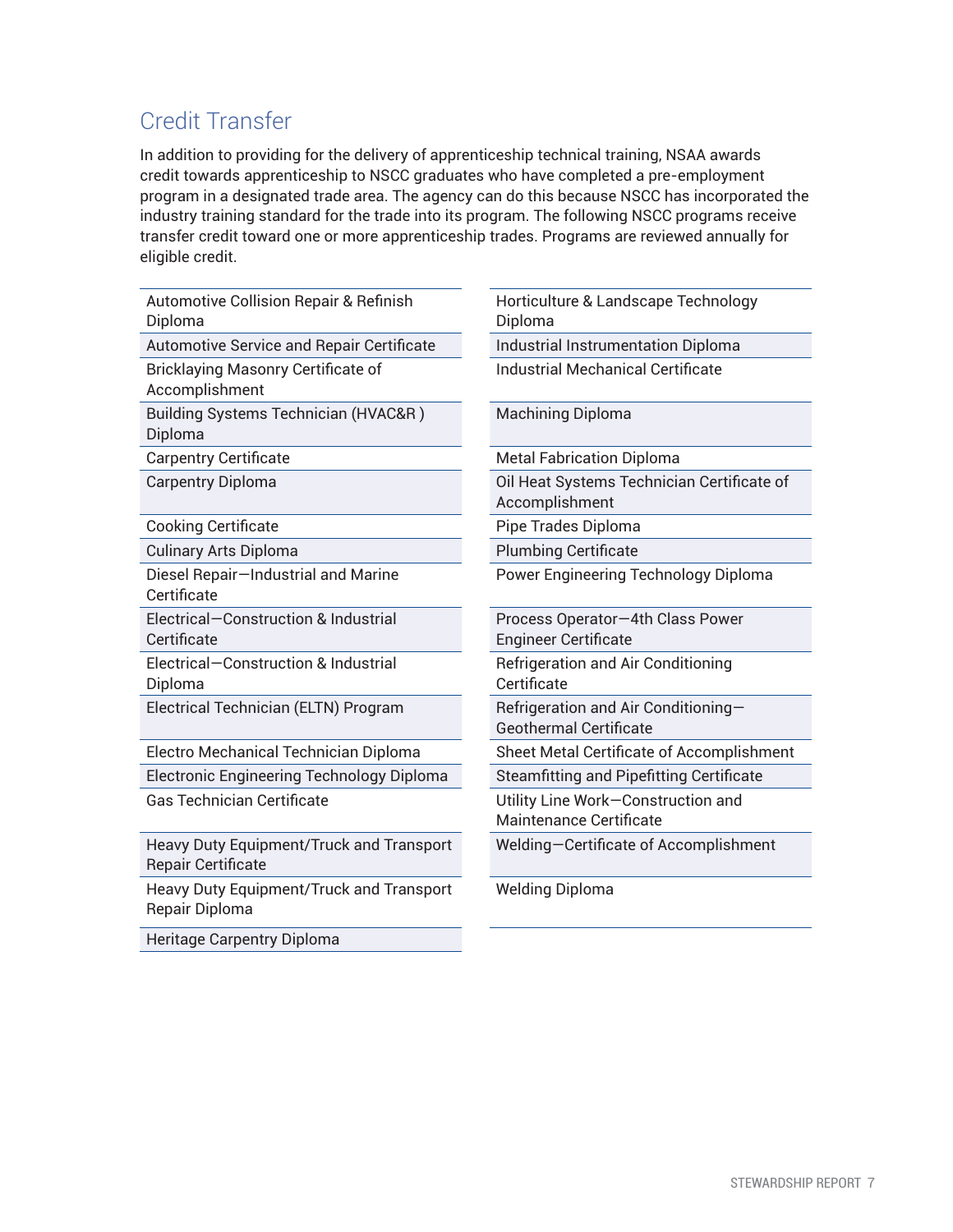## Credit Transfer

In addition to providing for the delivery of apprenticeship technical training, NSAA awards credit towards apprenticeship to NSCC graduates who have completed a pre-employment program in a designated trade area. The agency can do this because NSCC has incorporated the industry training standard for the trade into its program. The following NSCC programs receive transfer credit toward one or more apprenticeship trades. Programs are reviewed annually for eligible credit.

- Automotive Collision Repair & Refinish Diploma
- Automotive Service and Repair Certificate
- Bricklaying Masonry Certificate of Accomplishment
- Building Systems Technician (HVAC&R ) Diploma
- Carpentry Certificate
- Carpentry Diploma
- Cooking Certificate
- Culinary Arts Diploma
- Diesel Repair—Industrial and Marine Certificate
- Electrical—Construction & Industrial Certificate
- Electrical—Construction & Industrial Diploma
- Electrical Technician (ELTN) Program
- Electro Mechanical Technician Diploma
- Electronic Engineering Technology Diploma
- Gas Technician Certificate
- Heavy Duty Equipment/Truck and Transport Repair Certificate
- Heavy Duty Equipment/Truck and Transport Repair Diploma
- Heritage Carpentry Diploma
- Horticulture & Landscape Technology Diploma
- Industrial Instrumentation Diploma
- Industrial Mechanical Certificate
- Machining Diploma
- Metal Fabrication Diploma
- Oil Heat Systems Technician Certificate of Accomplishment
- Pipe Trades Diploma
- Plumbing Certificate
- Power Engineering Technology Diploma
- Process Operator—4th Class Power Engineer Certificate
- Refrigeration and Air Conditioning Certificate
- Refrigeration and Air Conditioning—Geothermal Certificate
- Sheet Metal Certificate of Accomplishment
- Steamfitting and Pipefitting Certificate
- Utility Line Work—Construction and Maintenance Certificate
- Welding—Certificate of Accomplishment
- Welding Diploma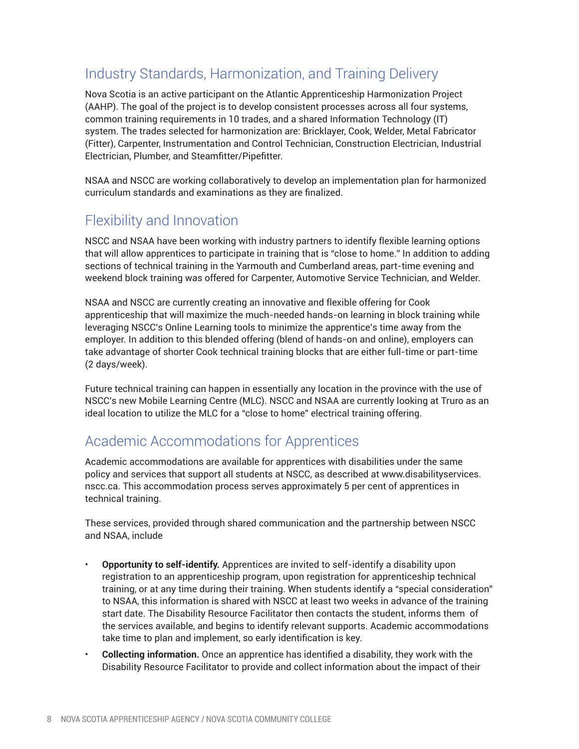## Industry Standards, Harmonization, and Training Delivery

Nova Scotia is an active participant on the Atlantic Apprenticeship Harmonization Project (AAHP). The goal of the project is to develop consistent processes across all four systems, common training requirements in 10 trades, and a shared Information Technology (IT) system. The trades selected for harmonization are: Bricklayer, Cook, Welder, Metal Fabricator (Fitter), Carpenter, Instrumentation and Control Technician, Construction Electrician, Industrial Electrician, Plumber, and Steamfitter/Pipefitter.

NSAA and NSCC are working collaboratively to develop an implementation plan for harmonized curriculum standards and examinations as they are finalized.

## Flexibility and Innovation

NSCC and NSAA have been working with industry partners to identify flexible learning options that will allow apprentices to participate in training that is "close to home." In addition to adding sections of technical training in the Yarmouth and Cumberland areas, part-time evening and weekend block training was offered for Carpenter, Automotive Service Technician, and Welder.

NSAA and NSCC are currently creating an innovative and flexible offering for Cook apprenticeship that will maximize the much-needed hands-on learning in block training while leveraging NSCC's Online Learning tools to minimize the apprentice's time away from the employer. In addition to this blended offering (blend of hands-on and online), employers can take advantage of shorter Cook technical training blocks that are either full-time or part-time (2 days/week).

Future technical training can happen in essentially any location in the province with the use of NSCC's new Mobile Learning Centre (MLC). NSCC and NSAA are currently looking at Truro as an ideal location to utilize the MLC for a "close to home" electrical training offering.

## Academic Accommodations for Apprentices

Academic accommodations are available for apprentices with disabilities under the same policy and services that support all students at NSCC, as described at www.disabilityservices.nscc.ca. This accommodation process serves approximately 5 per cent of apprentices in technical training.

These services, provided through shared communication and the partnership between NSCC and NSAA, include

- **Opportunity to self-identify.** Apprentices are invited to self-identify a disability upon registration to an apprenticeship program, upon registration for apprenticeship technical training, or at any time during their training. When students identify a "special consideration" to NSAA, this information is shared with NSCC at least two weeks in advance of the training start date. The Disability Resource Facilitator then contacts the student, informs them of the services available, and begins to identify relevant supports. Academic accommodations take time to plan and implement, so early identification is key.
- **Collecting information.** Once an apprentice has identified a disability, they work with the Disability Resource Facilitator to provide and collect information about the impact of their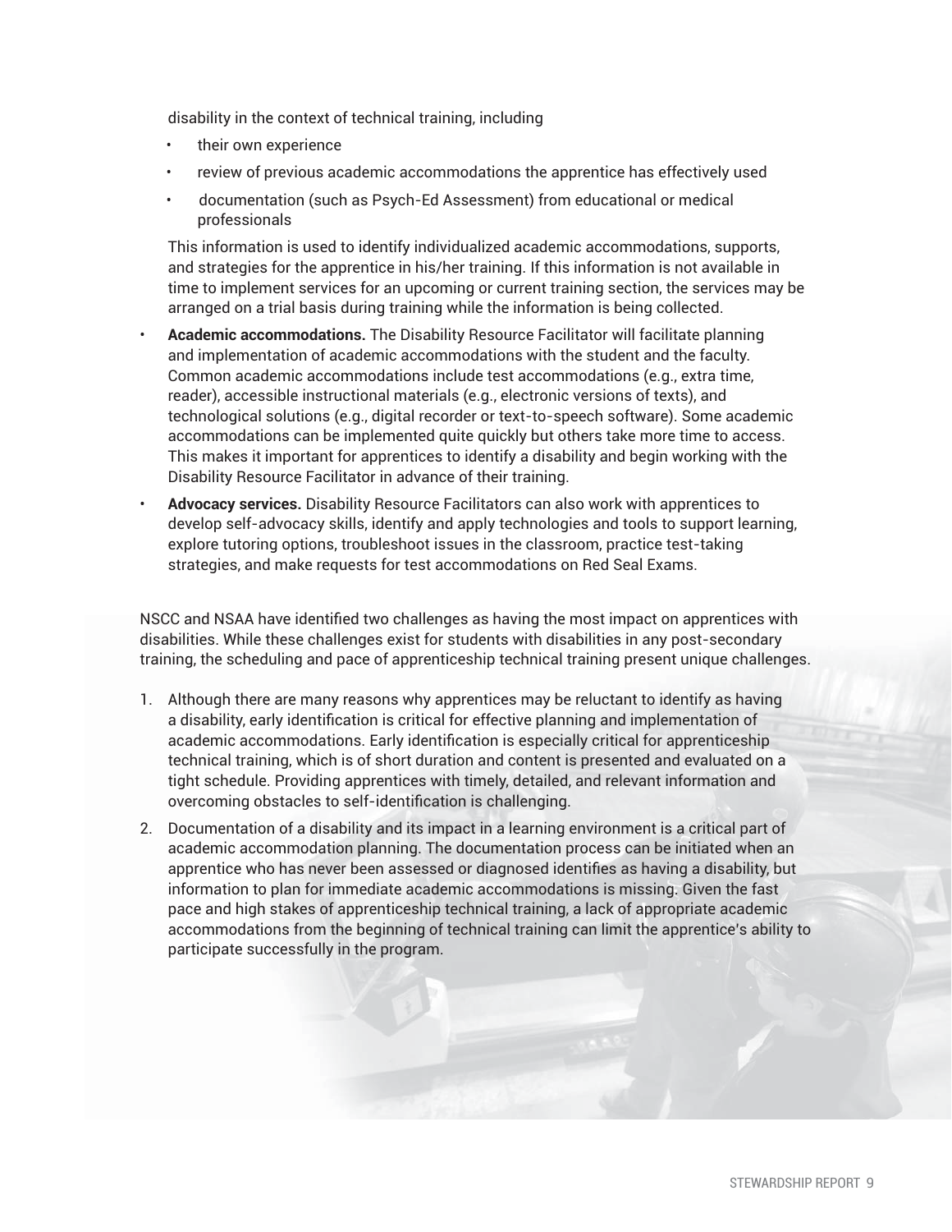disability in the context of technical training, including

- their own experience
- review of previous academic accommodations the apprentice has effectively used
- documentation (such as Psych-Ed Assessment) from educational or medical professionals

This information is used to identify individualized academic accommodations, supports, and strategies for the apprentice in his/her training. If this information is not available in time to implement services for an upcoming or current training section, the services may be arranged on a trial basis during training while the information is being collected.

- **Academic accommodations.** The Disability Resource Facilitator will facilitate planning and implementation of academic accommodations with the student and the faculty. Common academic accommodations include test accommodations (e.g., extra time, reader), accessible instructional materials (e.g., electronic versions of texts), and technological solutions (e.g., digital recorder or text-to-speech software). Some academic accommodations can be implemented quite quickly but others take more time to access. This makes it important for apprentices to identify a disability and begin working with the Disability Resource Facilitator in advance of their training.
- **Advocacy services.** Disability Resource Facilitators can also work with apprentices to develop self-advocacy skills, identify and apply technologies and tools to support learning, explore tutoring options, troubleshoot issues in the classroom, practice test-taking strategies, and make requests for test accommodations on Red Seal Exams.

NSCC and NSAA have identified two challenges as having the most impact on apprentices with disabilities. While these challenges exist for students with disabilities in any post-secondary training, the scheduling and pace of apprenticeship technical training present unique challenges.

1. Although there are many reasons why apprentices may be reluctant to identify as having a disability, early identification is critical for effective planning and implementation of academic accommodations. Early identification is especially critical for apprenticeship technical training, which is of short duration and content is presented and evaluated on a tight schedule. Providing apprentices with timely, detailed, and relevant information and overcoming obstacles to self-identification is challenging.
2. Documentation of a disability and its impact in a learning environment is a critical part of academic accommodation planning. The documentation process can be initiated when an apprentice who has never been assessed or diagnosed identifies as having a disability, but information to plan for immediate academic accommodations is missing. Given the fast pace and high stakes of apprenticeship technical training, a lack of appropriate academic accommodations from the beginning of technical training can limit the apprentice's ability to participate successfully in the program.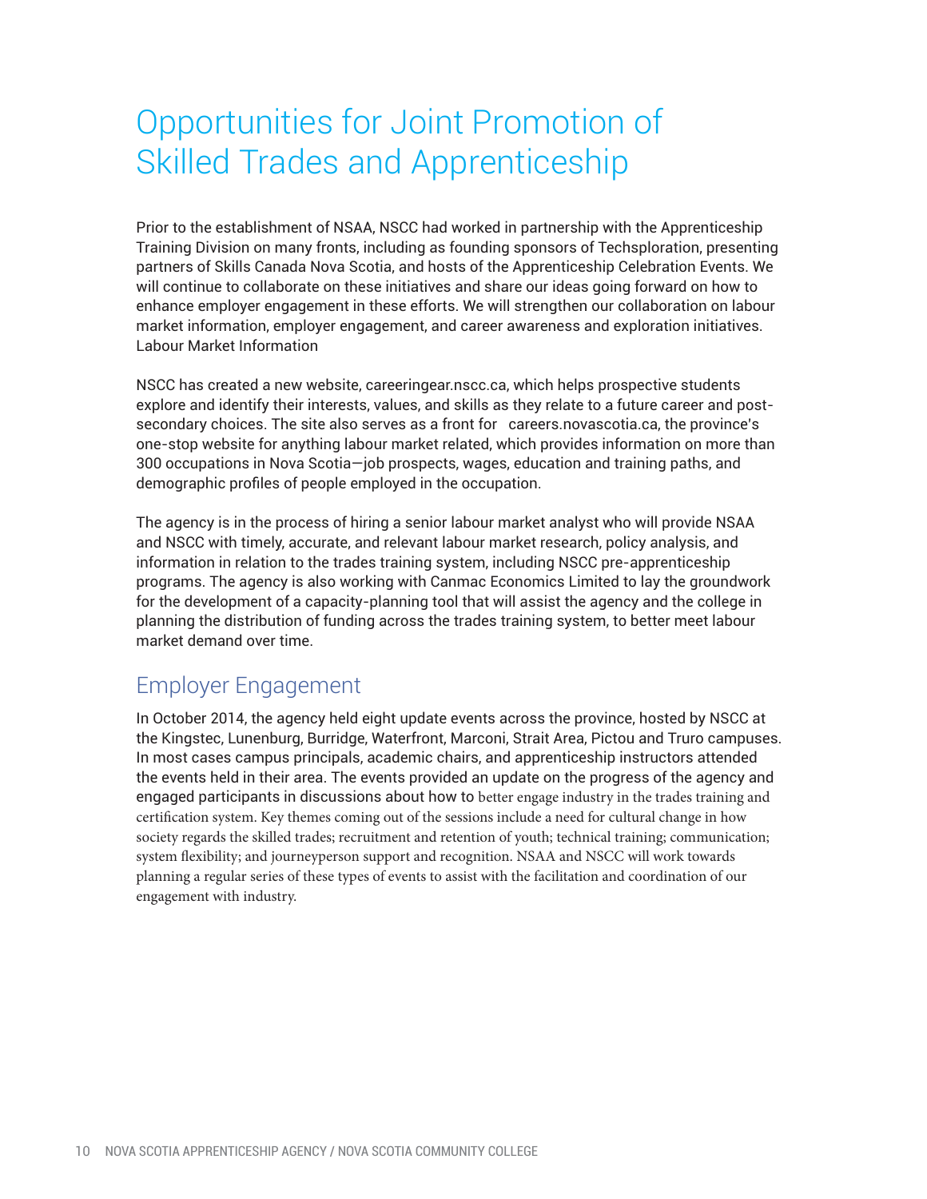# Opportunities for Joint Promotion of Skilled Trades and Apprenticeship

Prior to the establishment of NSAA, NSCC had worked in partnership with the Apprenticeship Training Division on many fronts, including as founding sponsors of Techsploration, presenting partners of Skills Canada Nova Scotia, and hosts of the Apprenticeship Celebration Events. We will continue to collaborate on these initiatives and share our ideas going forward on how to enhance employer engagement in these efforts. We will strengthen our collaboration on labour market information, employer engagement, and career awareness and exploration initiatives. Labour Market Information

NSCC has created a new website, careeringear.nscc.ca, which helps prospective students explore and identify their interests, values, and skills as they relate to a future career and post-secondary choices. The site also serves as a front for careers.novascotia.ca, the province's one-stop website for anything labour market related, which provides information on more than 300 occupations in Nova Scotia—job prospects, wages, education and training paths, and demographic profiles of people employed in the occupation.

The agency is in the process of hiring a senior labour market analyst who will provide NSAA and NSCC with timely, accurate, and relevant labour market research, policy analysis, and information in relation to the trades training system, including NSCC pre-apprenticeship programs. The agency is also working with Canmac Economics Limited to lay the groundwork for the development of a capacity-planning tool that will assist the agency and the college in planning the distribution of funding across the trades training system, to better meet labour market demand over time.

## Employer Engagement

In October 2014, the agency held eight update events across the province, hosted by NSCC at the Kingstec, Lunenburg, Burridge, Waterfront, Marconi, Strait Area, Pictou and Truro campuses. In most cases campus principals, academic chairs, and apprenticeship instructors attended the events held in their area. The events provided an update on the progress of the agency and engaged participants in discussions about how to better engage industry in the trades training and certification system. Key themes coming out of the sessions include a need for cultural change in how society regards the skilled trades; recruitment and retention of youth; technical training; communication; system flexibility; and journeyperson support and recognition. NSAA and NSCC will work towards planning a regular series of these types of events to assist with the facilitation and coordination of our engagement with industry.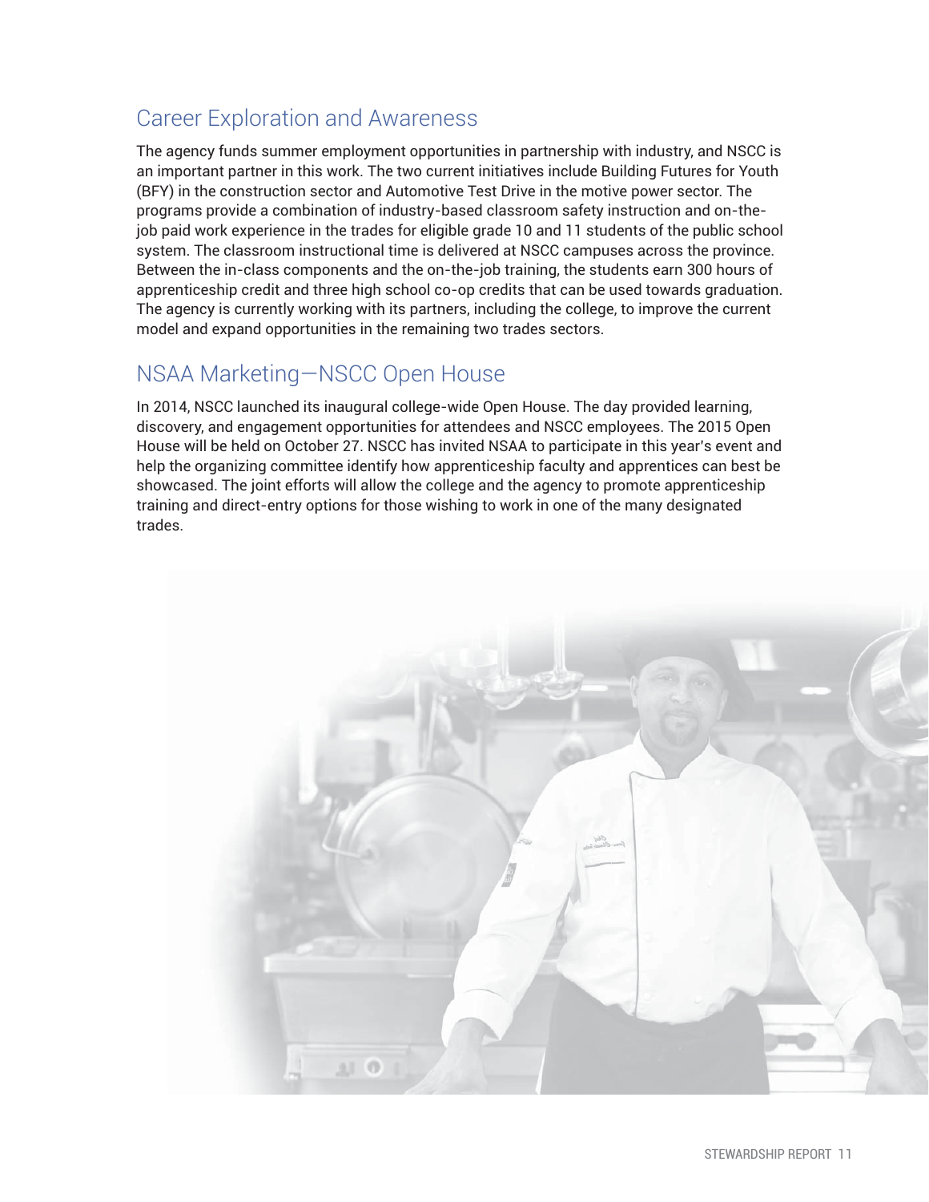## Career Exploration and Awareness

The agency funds summer employment opportunities in partnership with industry, and NSCC is an important partner in this work. The two current initiatives include Building Futures for Youth (BFY) in the construction sector and Automotive Test Drive in the motive power sector. The programs provide a combination of industry-based classroom safety instruction and on-the-job paid work experience in the trades for eligible grade 10 and 11 students of the public school system. The classroom instructional time is delivered at NSCC campuses across the province. Between the in-class components and the on-the-job training, the students earn 300 hours of apprenticeship credit and three high school co-op credits that can be used towards graduation. The agency is currently working with its partners, including the college, to improve the current model and expand opportunities in the remaining two trades sectors.

## NSAA Marketing—NSCC Open House

In 2014, NSCC launched its inaugural college-wide Open House. The day provided learning, discovery, and engagement opportunities for attendees and NSCC employees. The 2015 Open House will be held on October 27. NSCC has invited NSAA to participate in this year's event and help the organizing committee identify how apprenticeship faculty and apprentices can best be showcased. The joint efforts will allow the college and the agency to promote apprenticeship training and direct-entry options for those wishing to work in one of the many designated trades.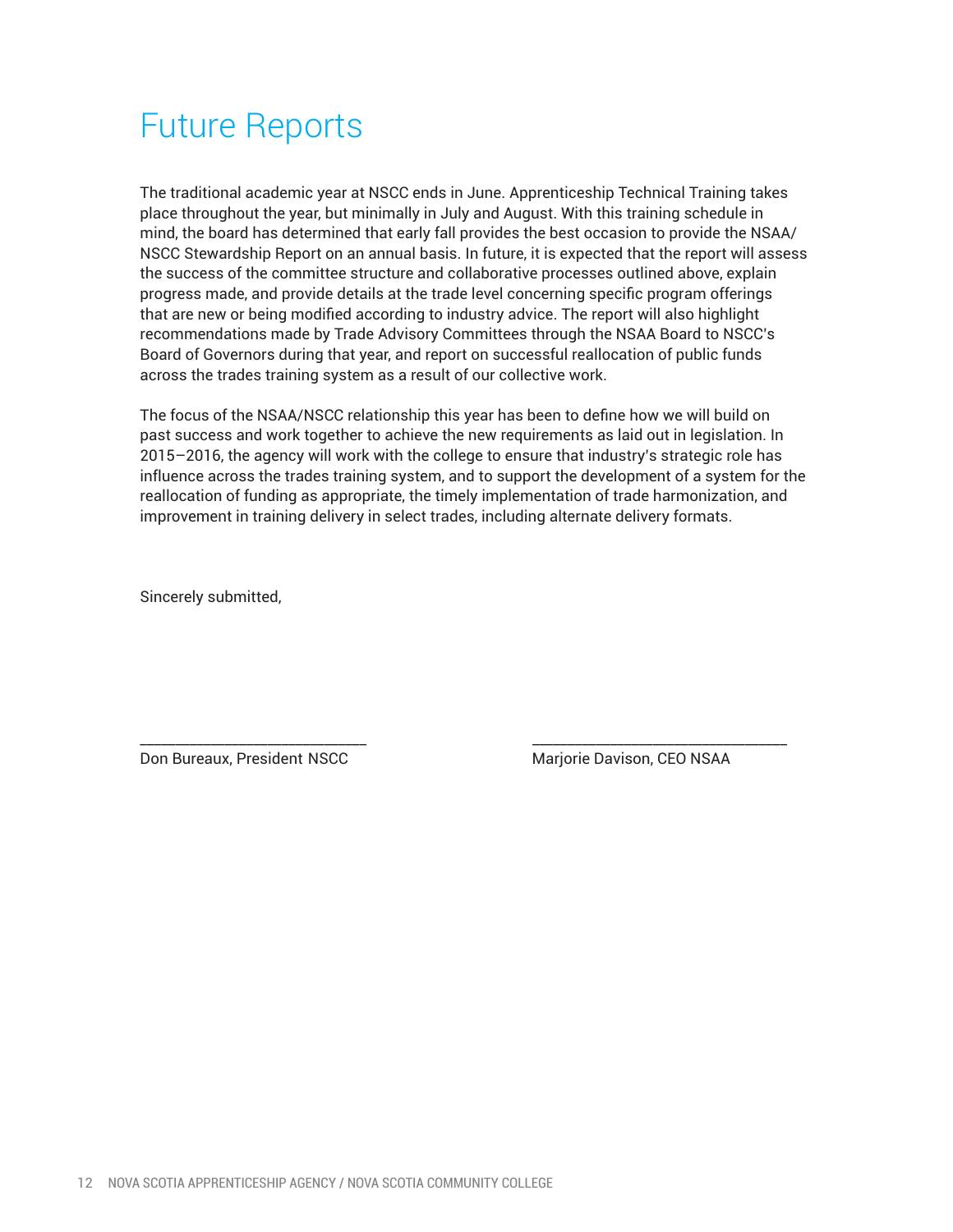# Future Reports

The traditional academic year at NSCC ends in June. Apprenticeship Technical Training takes place throughout the year, but minimally in July and August. With this training schedule in mind, the board has determined that early fall provides the best occasion to provide the NSAA/NSCC Stewardship Report on an annual basis. In future, it is expected that the report will assess the success of the committee structure and collaborative processes outlined above, explain progress made, and provide details at the trade level concerning specific program offerings that are new or being modified according to industry advice. The report will also highlight recommendations made by Trade Advisory Committees through the NSAA Board to NSCC's Board of Governors during that year, and report on successful reallocation of public funds across the trades training system as a result of our collective work.

The focus of the NSAA/NSCC relationship this year has been to define how we will build on past success and work together to achieve the new requirements as laid out in legislation. In 2015–2016, the agency will work with the college to ensure that industry's strategic role has influence across the trades training system, and to support the development of a system for the reallocation of funding as appropriate, the timely implementation of trade harmonization, and improvement in training delivery in select trades, including alternate delivery formats.

Sincerely submitted,

\_\_\_\_\_\_\_\_\_\_\_\_\_\_\_\_\_\_\_\_\_\_\_\_\_\_\_\_\_\_
Don Bureaux, President NSCC

\_\_\_\_\_\_\_\_\_\_\_\_\_\_\_\_\_\_\_\_\_\_\_\_\_\_\_\_\_\_
Marjorie Davison, CEO NSAA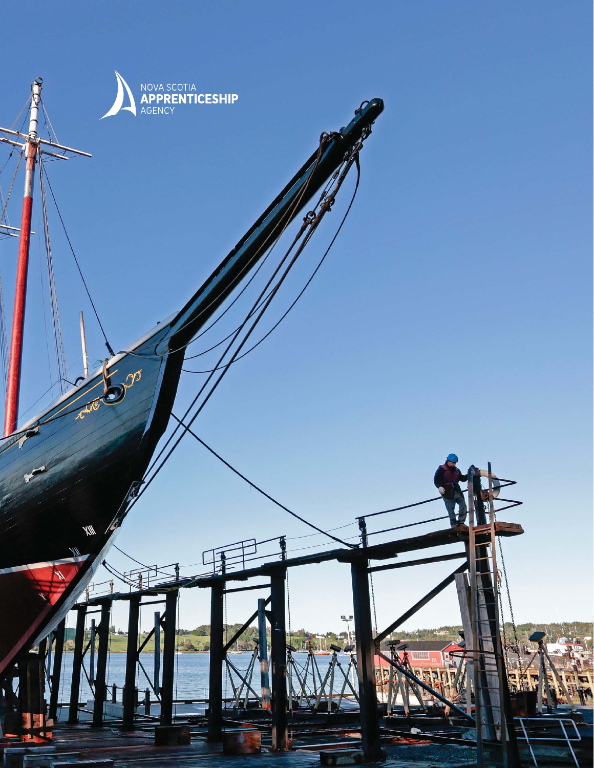NOVA SCOTIA
**APPRENTICESHIP**
AGENCY